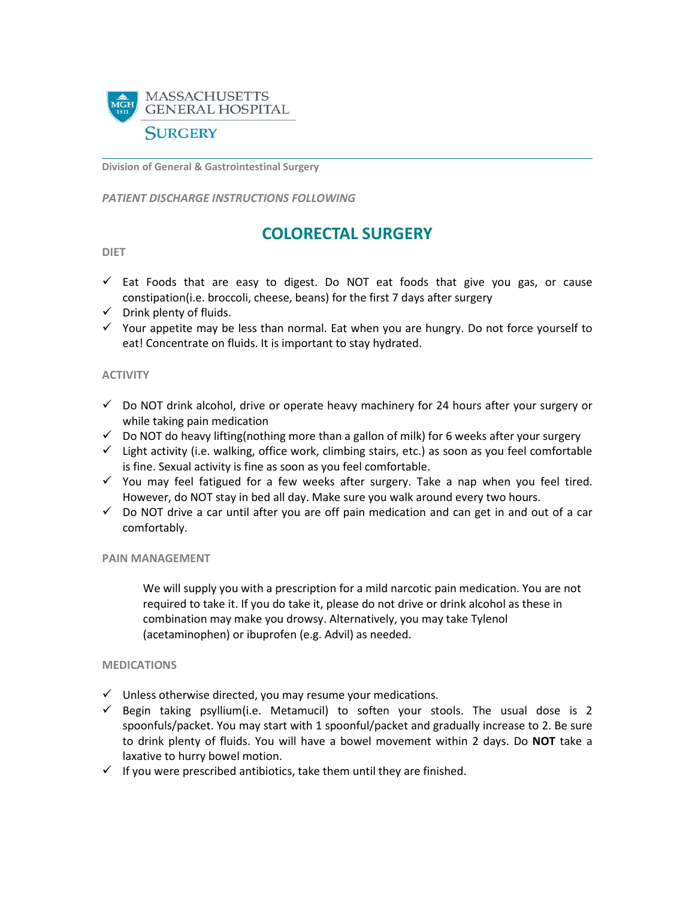MASSACHUSETTS GENERAL HOSPITAL

SURGERY

**Division of General & Gastrointestinal Surgery**

*PATIENT DISCHARGE INSTRUCTIONS FOLLOWING*

# COLORECTAL SURGERY

## DIET

- ✓ Eat Foods that are easy to digest. Do NOT eat foods that give you gas, or cause constipation(i.e. broccoli, cheese, beans) for the first 7 days after surgery
- ✓ Drink plenty of fluids.
- ✓ Your appetite may be less than normal. Eat when you are hungry. Do not force yourself to eat! Concentrate on fluids. It is important to stay hydrated.

## ACTIVITY

- ✓ Do NOT drink alcohol, drive or operate heavy machinery for 24 hours after your surgery or while taking pain medication
- ✓ Do NOT do heavy lifting(nothing more than a gallon of milk) for 6 weeks after your surgery
- ✓ Light activity (i.e. walking, office work, climbing stairs, etc.) as soon as you feel comfortable is fine. Sexual activity is fine as soon as you feel comfortable.
- ✓ You may feel fatigued for a few weeks after surgery. Take a nap when you feel tired. However, do NOT stay in bed all day. Make sure you walk around every two hours.
- ✓ Do NOT drive a car until after you are off pain medication and can get in and out of a car comfortably.

## PAIN MANAGEMENT

We will supply you with a prescription for a mild narcotic pain medication. You are not required to take it. If you do take it, please do not drive or drink alcohol as these in combination may make you drowsy. Alternatively, you may take Tylenol (acetaminophen) or ibuprofen (e.g. Advil) as needed.

## MEDICATIONS

- ✓ Unless otherwise directed, you may resume your medications.
- ✓ Begin taking psyllium(i.e. Metamucil) to soften your stools. The usual dose is 2 spoonfuls/packet. You may start with 1 spoonful/packet and gradually increase to 2. Be sure to drink plenty of fluids. You will have a bowel movement within 2 days. Do **NOT** take a laxative to hurry bowel motion.
- ✓ If you were prescribed antibiotics, take them until they are finished.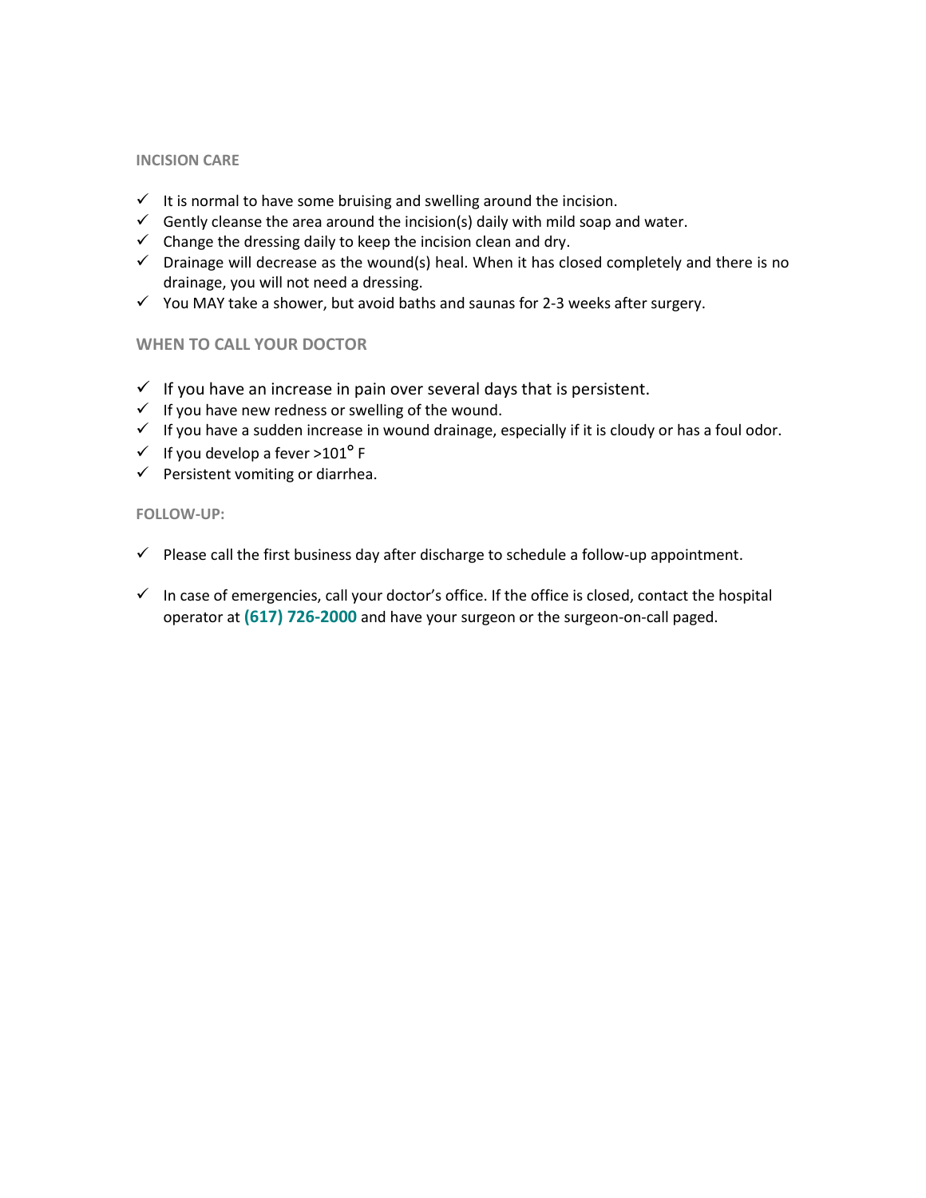## INCISION CARE

- ✓ It is normal to have some bruising and swelling around the incision.
- ✓ Gently cleanse the area around the incision(s) daily with mild soap and water.
- ✓ Change the dressing daily to keep the incision clean and dry.
- ✓ Drainage will decrease as the wound(s) heal. When it has closed completely and there is no drainage, you will not need a dressing.
- ✓ You MAY take a shower, but avoid baths and saunas for 2-3 weeks after surgery.

## WHEN TO CALL YOUR DOCTOR

- ✓ If you have an increase in pain over several days that is persistent.
- ✓ If you have new redness or swelling of the wound.
- ✓ If you have a sudden increase in wound drainage, especially if it is cloudy or has a foul odor.
- ✓ If you develop a fever >101° F
- ✓ Persistent vomiting or diarrhea.

## FOLLOW-UP:

- ✓ Please call the first business day after discharge to schedule a follow-up appointment.

- ✓ In case of emergencies, call your doctor's office. If the office is closed, contact the hospital operator at **(617) 726-2000** and have your surgeon or the surgeon-on-call paged.